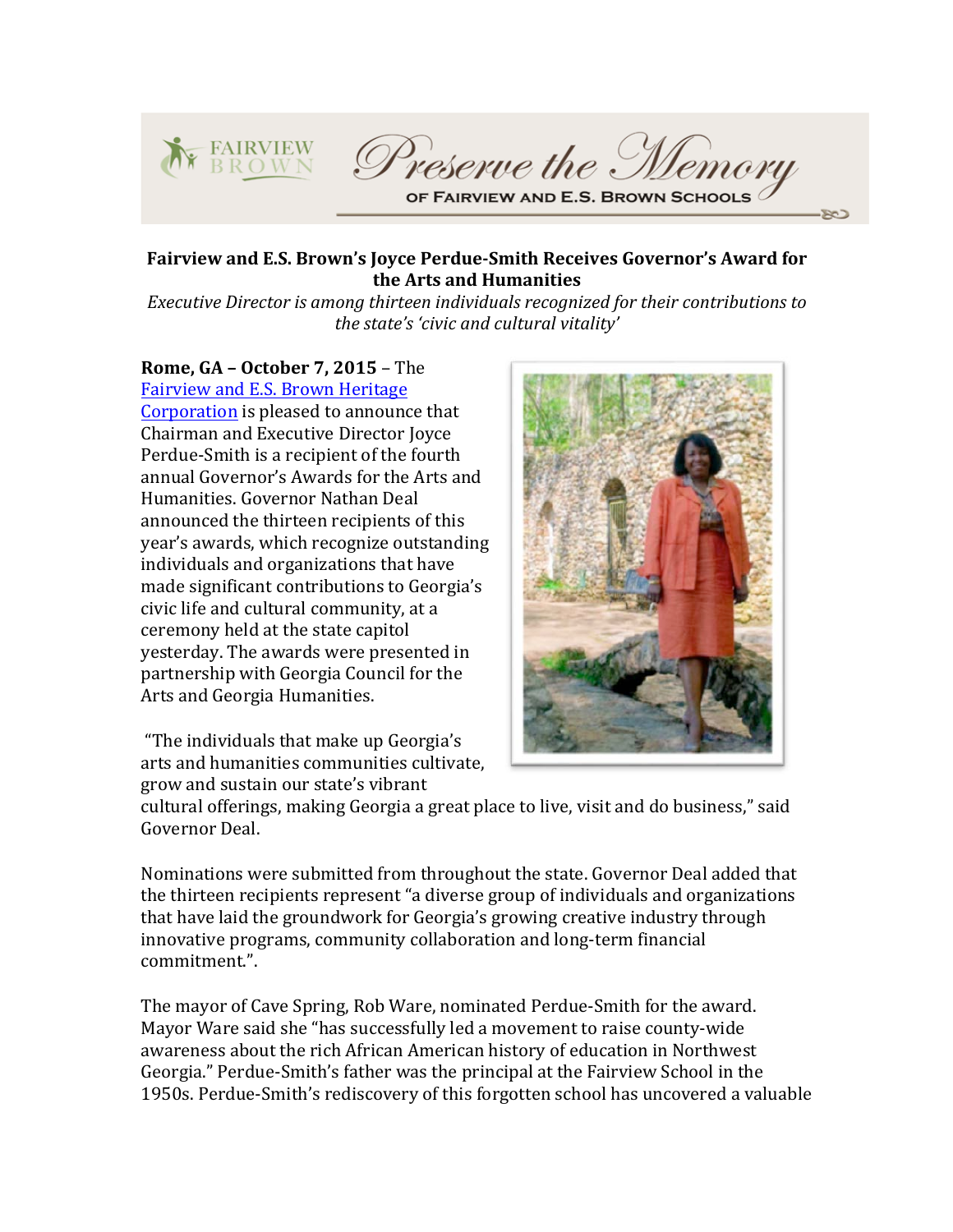Preserve the Memory OF FAIRVIEW AND E.S. BROWN SCHOOLS

**Fairview and E.S. Brown's Joyce Perdue-Smith Receives Governor's Award for the Arts and Humanities**

*Executive Director is among thirteen individuals recognized for their contributions to the state's 'civic and cultural vitality'*

**Rome, GA – October 7, 2015** – The Fairview and E.S. Brown Heritage Corporation is pleased to announce that Chairman and Executive Director Joyce Perdue-Smith is a recipient of the fourth annual Governor's Awards for the Arts and Humanities. Governor Nathan Deal announced the thirteen recipients of this year's awards, which recognize outstanding individuals and organizations that have made significant contributions to Georgia's civic life and cultural community, at a ceremony held at the state capitol yesterday. The awards were presented in partnership with Georgia Council for the Arts and Georgia Humanities.

"The individuals that make up Georgia's arts and humanities communities cultivate, grow and sustain our state's vibrant cultural offerings, making Georgia a great place to live, visit and do business," said Governor Deal.

Nominations were submitted from throughout the state. Governor Deal added that the thirteen recipients represent "a diverse group of individuals and organizations that have laid the groundwork for Georgia's growing creative industry through innovative programs, community collaboration and long-term financial commitment.".

The mayor of Cave Spring, Rob Ware, nominated Perdue-Smith for the award. Mayor Ware said she "has successfully led a movement to raise county-wide awareness about the rich African American history of education in Northwest Georgia." Perdue-Smith's father was the principal at the Fairview School in the 1950s. Perdue-Smith's rediscovery of this forgotten school has uncovered a valuable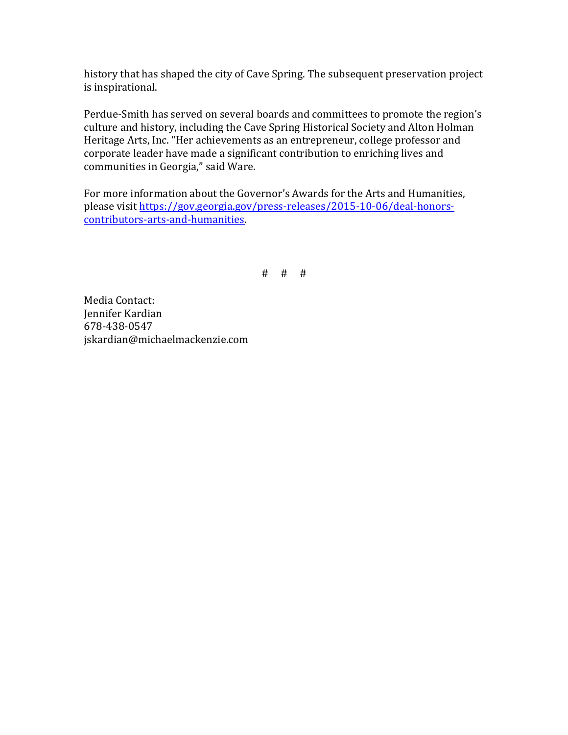history that has shaped the city of Cave Spring. The subsequent preservation project is inspirational.

Perdue-Smith has served on several boards and committees to promote the region's culture and history, including the Cave Spring Historical Society and Alton Holman Heritage Arts, Inc. "Her achievements as an entrepreneur, college professor and corporate leader have made a significant contribution to enriching lives and communities in Georgia," said Ware.

For more information about the Governor's Awards for the Arts and Humanities, please visit [https://gov.georgia.gov/press-releases/2015-10-06/deal-honors-contributors-arts-and-humanities](https://gov.georgia.gov/press-releases/2015-10-06/deal-honors-contributors-arts-and-humanities).

# # #

Media Contact:
Jennifer Kardian
678-438-0547
jskardian@michaelmackenzie.com